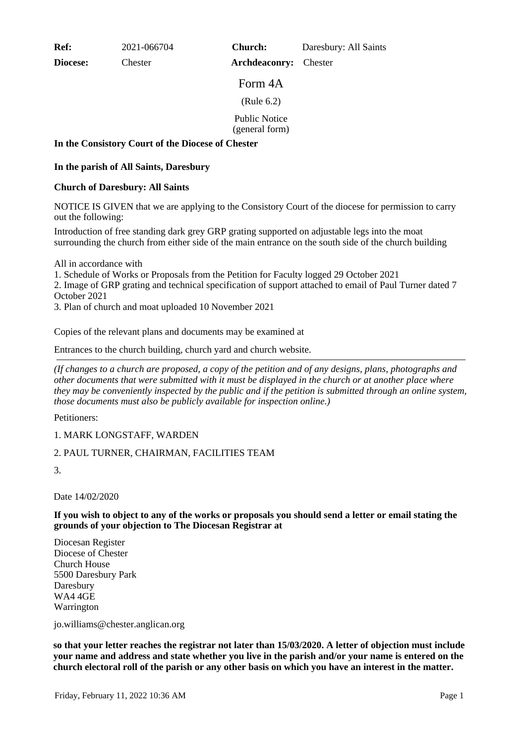| **Ref:** | 2021-066704 | **Church:** | Daresbury: All Saints |
| --- | --- | --- | --- |
| **Diocese:** | Chester | **Archdeaconry:** | Chester |

# Form 4A

(Rule 6.2)

Public Notice
(general form)

**In the Consistory Court of the Diocese of Chester**

**In the parish of All Saints, Daresbury**

**Church of Daresbury: All Saints**

NOTICE IS GIVEN that we are applying to the Consistory Court of the diocese for permission to carry out the following:

Introduction of free standing dark grey GRP grating supported on adjustable legs into the moat surrounding the church from either side of the main entrance on the south side of the church building

All in accordance with
1. Schedule of Works or Proposals from the Petition for Faculty logged 29 October 2021
2. Image of GRP grating and technical specification of support attached to email of Paul Turner dated 7 October 2021
3. Plan of church and moat uploaded 10 November 2021

Copies of the relevant plans and documents may be examined at

Entrances to the church building, church yard and church website.

---

*(If changes to a church are proposed, a copy of the petition and of any designs, plans, photographs and other documents that were submitted with it must be displayed in the church or at another place where they may be conveniently inspected by the public and if the petition is submitted through an online system, those documents must also be publicly available for inspection online.)*

Petitioners:

1. MARK LONGSTAFF, WARDEN

2. PAUL TURNER, CHAIRMAN, FACILITIES TEAM

3.

Date 14/02/2020

**If you wish to object to any of the works or proposals you should send a letter or email stating the grounds of your objection to The Diocesan Registrar at**

Diocesan Register
Diocese of Chester
Church House
5500 Daresbury Park
Daresbury
WA4 4GE
Warrington

jo.williams@chester.anglican.org

**so that your letter reaches the registrar not later than 15/03/2020. A letter of objection must include your name and address and state whether you live in the parish and/or your name is entered on the church electoral roll of the parish or any other basis on which you have an interest in the matter.**

Friday, February 11, 2022 10:36 AM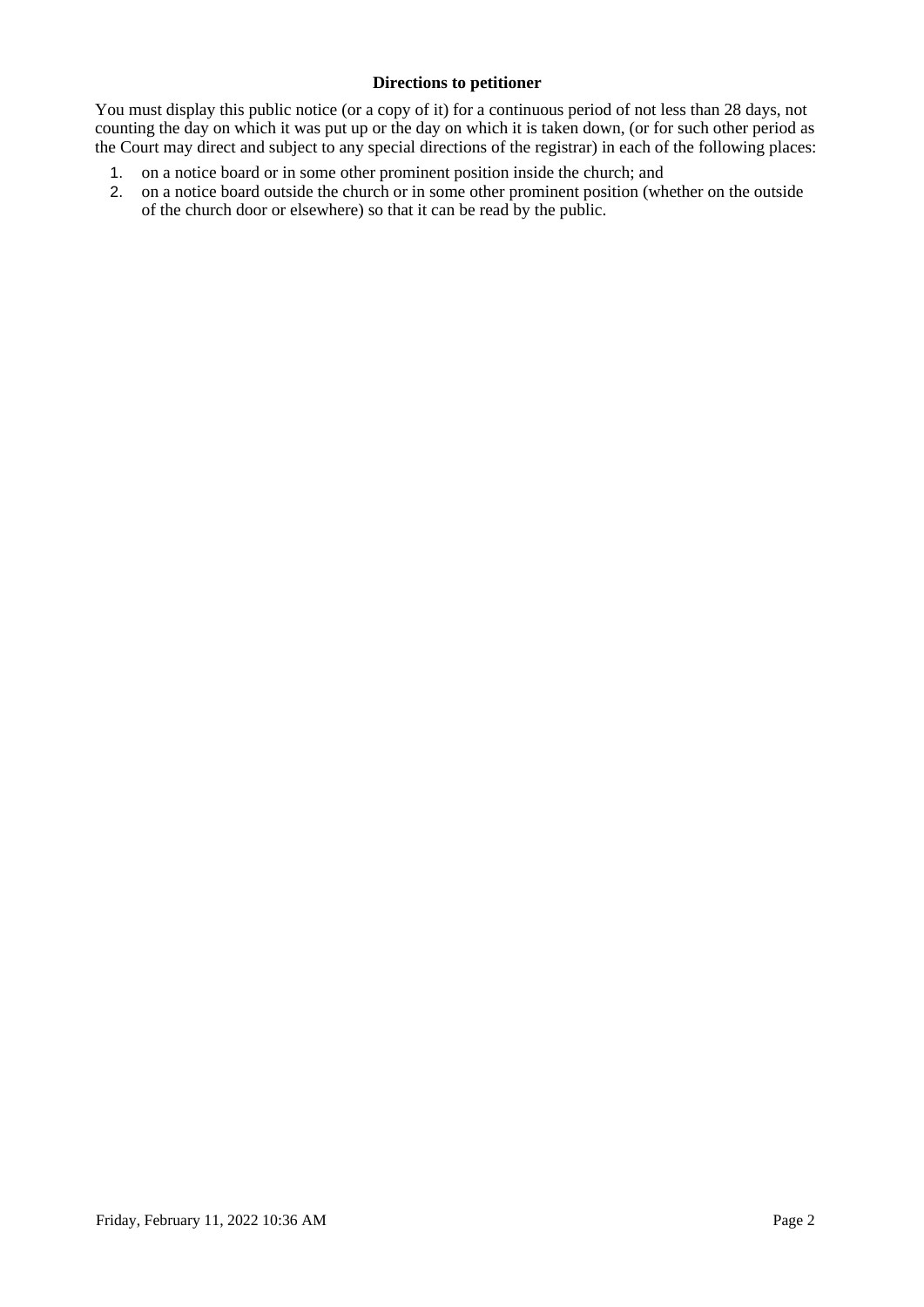**Directions to petitioner**

You must display this public notice (or a copy of it) for a continuous period of not less than 28 days, not counting the day on which it was put up or the day on which it is taken down, (or for such other period as the Court may direct and subject to any special directions of the registrar) in each of the following places:

1. on a notice board or in some other prominent position inside the church; and
2. on a notice board outside the church or in some other prominent position (whether on the outside of the church door or elsewhere) so that it can be read by the public.